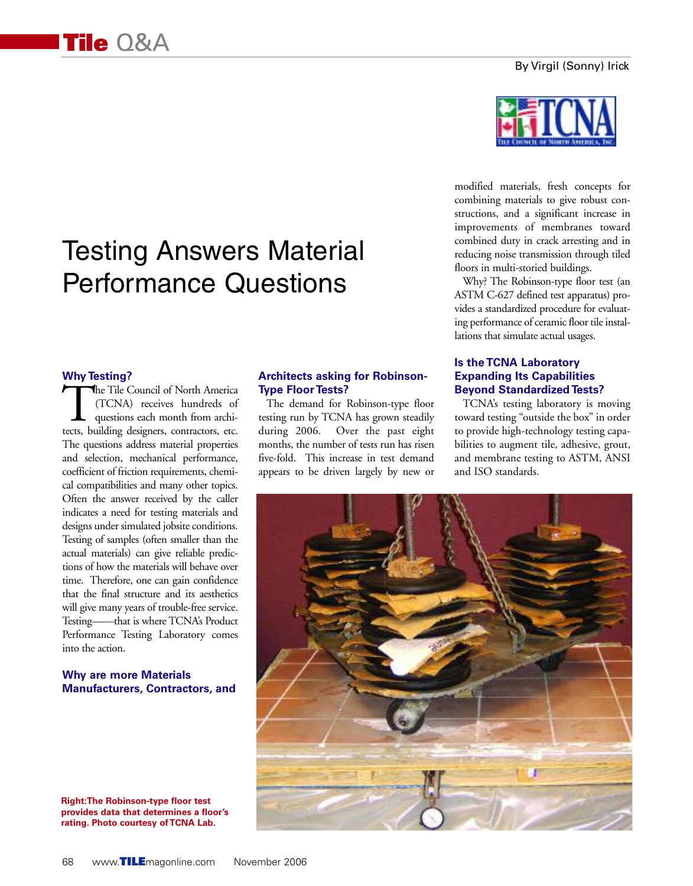# Tile Q&A

By Virgil (Sonny) Irick

# Testing Answers Material Performance Questions

### Why Testing?

The Tile Council of North America (TCNA) receives hundreds of questions each month from architects, building designers, contractors, etc. The questions address material properties and selection, mechanical performance, coefficient of friction requirements, chemical compatibilities and many other topics. Often the answer received by the caller indicates a need for testing materials and designs under simulated jobsite conditions. Testing of samples (often smaller than the actual materials) can give reliable predictions of how the materials will behave over time. Therefore, one can gain confidence that the final structure and its aesthetics will give many years of trouble-free service. Testing——that is where TCNA's Product Performance Testing Laboratory comes into the action.

### Why are more Materials Manufacturers, Contractors, and Architects asking for Robinson-Type Floor Tests?

The demand for Robinson-type floor testing run by TCNA has grown steadily during 2006. Over the past eight months, the number of tests run has risen five-fold. This increase in test demand appears to be driven largely by new or modified materials, fresh concepts for combining materials to give robust constructions, and a significant increase in improvements of membranes toward combined duty in crack arresting and in reducing noise transmission through tiled floors in multi-storied buildings.

Why? The Robinson-type floor test (an ASTM C-627 defined test apparatus) provides a standardized procedure for evaluating performance of ceramic floor tile installations that simulate actual usages.

### Is the TCNA Laboratory Expanding Its Capabilities Beyond Standardized Tests?

TCNA's testing laboratory is moving toward testing "outside the box" in order to provide high-technology testing capabilities to augment tile, adhesive, grout, and membrane testing to ASTM, ANSI and ISO standards.

**Right: The Robinson-type floor test provides data that determines a floor's rating. Photo courtesy of TCNA Lab.**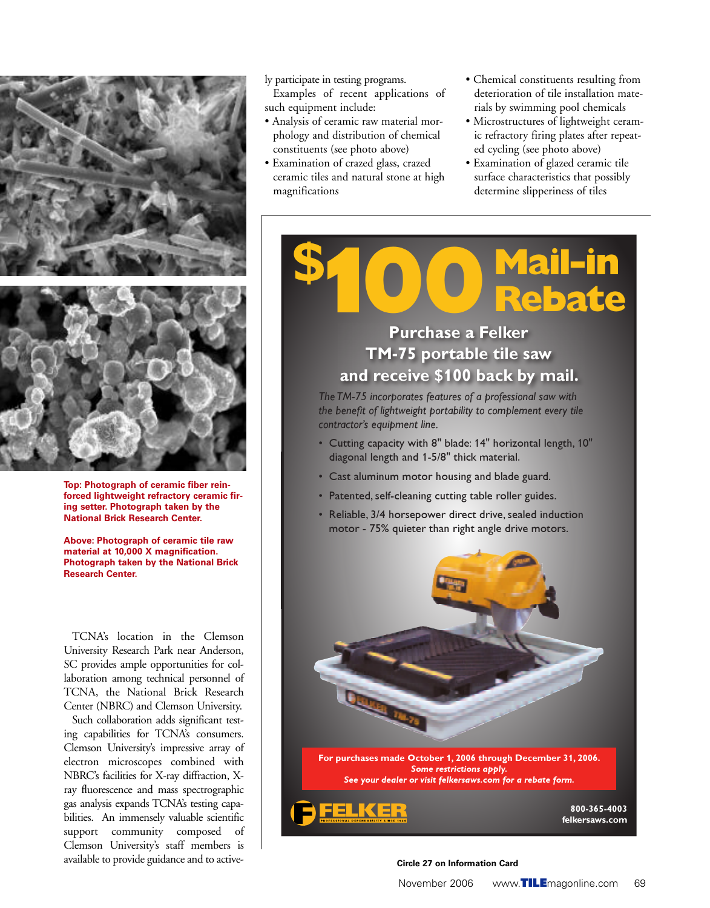ly participate in testing programs.

Examples of recent applications of such equipment include:

- Analysis of ceramic raw material morphology and distribution of chemical constituents (see photo above)
- Examination of crazed glass, crazed ceramic tiles and natural stone at high magnifications
- Chemical constituents resulting from deterioration of tile installation materials by swimming pool chemicals
- Microstructures of lightweight ceramic refractory firing plates after repeated cycling (see photo above)
- Examination of glazed ceramic tile surface characteristics that possibly determine slipperiness of tiles

**Top: Photograph of ceramic fiber reinforced lightweight refractory ceramic firing setter. Photograph taken by the National Brick Research Center.**

**Above: Photograph of ceramic tile raw material at 10,000 X magnification. Photograph taken by the National Brick Research Center.**

TCNA's location in the Clemson University Research Park near Anderson, SC provides ample opportunities for collaboration among technical personnel of TCNA, the National Brick Research Center (NBRC) and Clemson University.

Such collaboration adds significant testing capabilities for TCNA's consumers. Clemson University's impressive array of electron microscopes combined with NBRC's facilities for X-ray diffraction, X-ray fluorescence and mass spectrographic gas analysis expands TCNA's testing capabilities. An immensely valuable scientific support community composed of Clemson University's staff members is available to provide guidance and to active-

# $100 Mail-in Rebate

## Purchase a Felker TM-75 portable tile saw and receive $100 back by mail.

*The TM-75 incorporates features of a professional saw with the benefit of lightweight portability to complement every tile contractor's equipment line.*

- Cutting capacity with 8" blade: 14" horizontal length, 10" diagonal length and 1-5/8" thick material.
- Cast aluminum motor housing and blade guard.
- Patented, self-cleaning cutting table roller guides.
- Reliable, 3/4 horsepower direct drive, sealed induction motor - 75% quieter than right angle drive motors.

**For purchases made October 1, 2006 through December 31, 2006.**
***Some restrictions apply.***
***See your dealer or visit felkersaws.com for a rebate form.***

FELKER
PROFESSIONAL DEPENDABILITY SINCE 1924

**800-365-4003**
**felkersaws.com**

**Circle 27 on Information Card**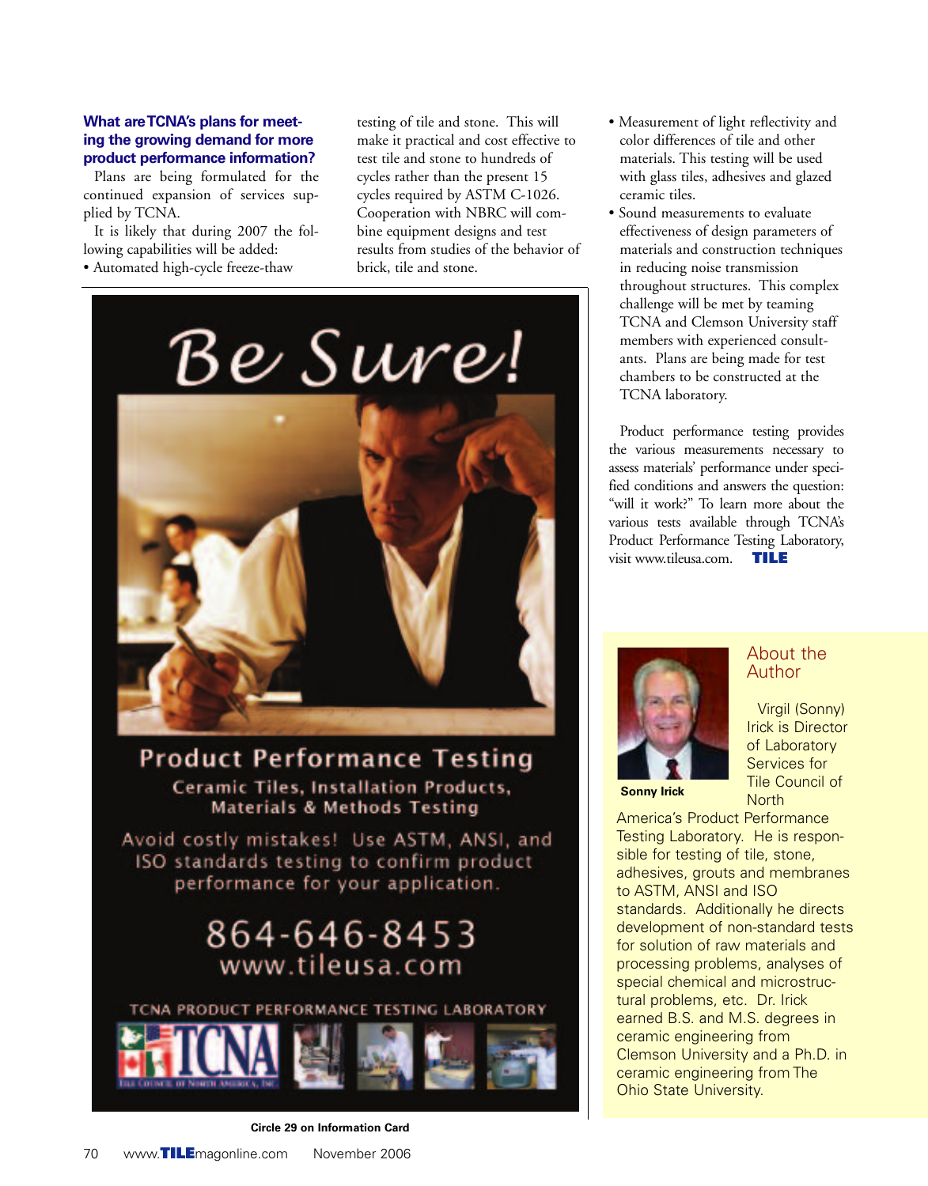**What are TCNA's plans for meeting the growing demand for more product performance information?**

Plans are being formulated for the continued expansion of services supplied by TCNA.

It is likely that during 2007 the following capabilities will be added:

- Automated high-cycle freeze-thaw testing of tile and stone. This will make it practical and cost effective to test tile and stone to hundreds of cycles rather than the present 15 cycles required by ASTM C-1026. Cooperation with NBRC will combine equipment designs and test results from studies of the behavior of brick, tile and stone.
- Measurement of light reflectivity and color differences of tile and other materials. This testing will be used with glass tiles, adhesives and glazed ceramic tiles.
- Sound measurements to evaluate effectiveness of design parameters of materials and construction techniques in reducing noise transmission throughout structures. This complex challenge will be met by teaming TCNA and Clemson University staff members with experienced consultants. Plans are being made for test chambers to be constructed at the TCNA laboratory.

Product performance testing provides the various measurements necessary to assess materials' performance under specified conditions and answers the question: "will it work?" To learn more about the various tests available through TCNA's Product Performance Testing Laboratory, visit www.tileusa.com. **TILE**

Be Sure!

Product Performance Testing

Ceramic Tiles, Installation Products, Materials & Methods Testing

Avoid costly mistakes! Use ASTM, ANSI, and ISO standards testing to confirm product performance for your application.

864-646-8453

www.tileusa.com

TCNA PRODUCT PERFORMANCE TESTING LABORATORY

TCNA

Circle 29 on Information Card

## About the Author

Sonny Irick

Virgil (Sonny) Irick is Director of Laboratory Services for Tile Council of North America's Product Performance Testing Laboratory. He is responsible for testing of tile, stone, adhesives, grouts and membranes to ASTM, ANSI and ISO standards. Additionally he directs development of non-standard tests for solution of raw materials and processing problems, analyses of special chemical and microstructural problems, etc. Dr. Irick earned B.S. and M.S. degrees in ceramic engineering from Clemson University and a Ph.D. in ceramic engineering from The Ohio State University.